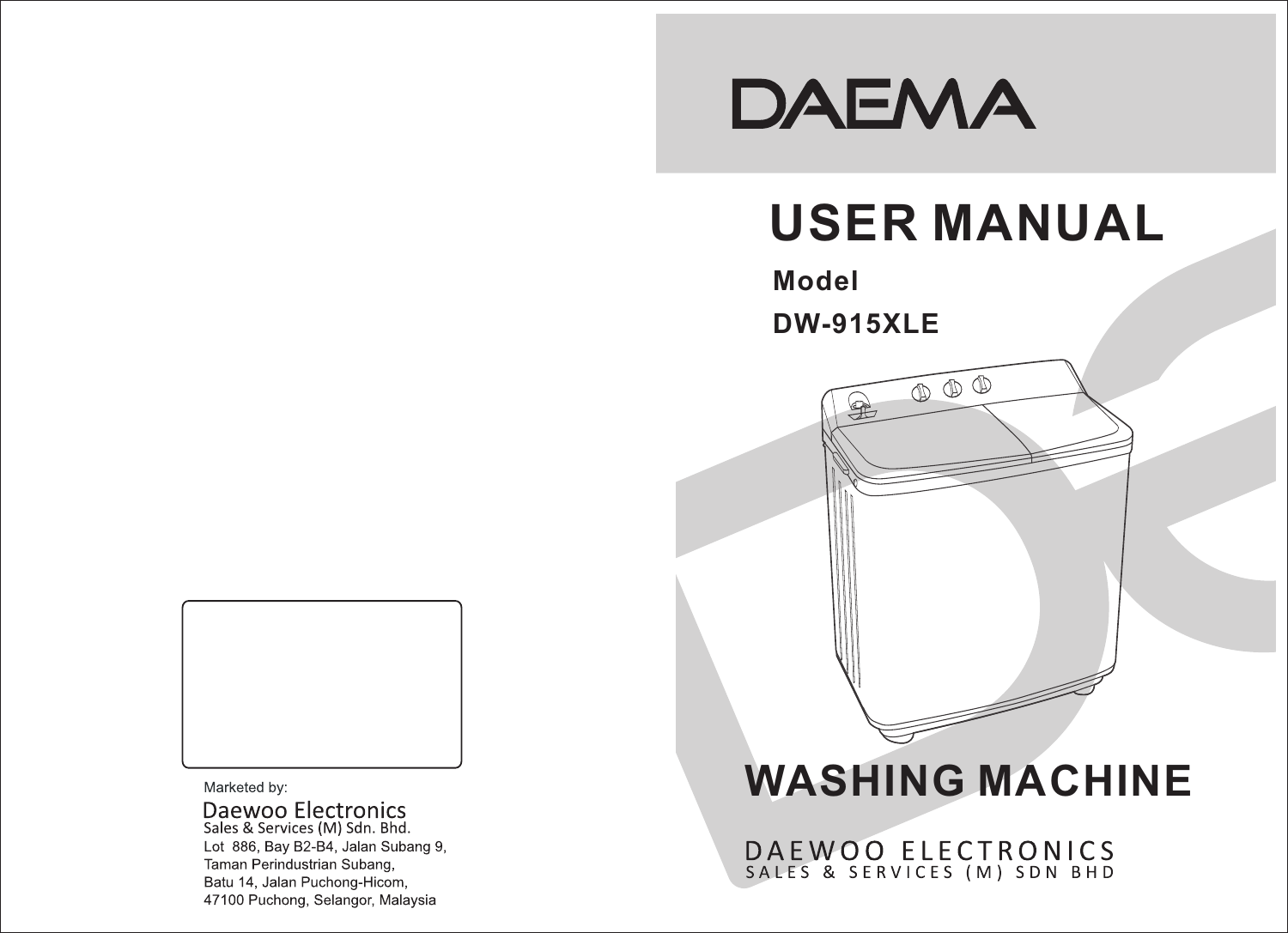Marketed by:

**Daewoo Electronics**
Sales & Services (M) Sdn. Bhd.
Lot 886, Bay B2-B4, Jalan Subang 9,
Taman Perindustrian Subang,
Batu 14, Jalan Puchong-Hicom,
47100 Puchong, Selangor, Malaysia

# DAEMA

# USER MANUAL

**Model**

**DW-915XLE**

# WASHING MACHINE

DAEWOO ELECTRONICS
SALES & SERVICES (M) SDN BHD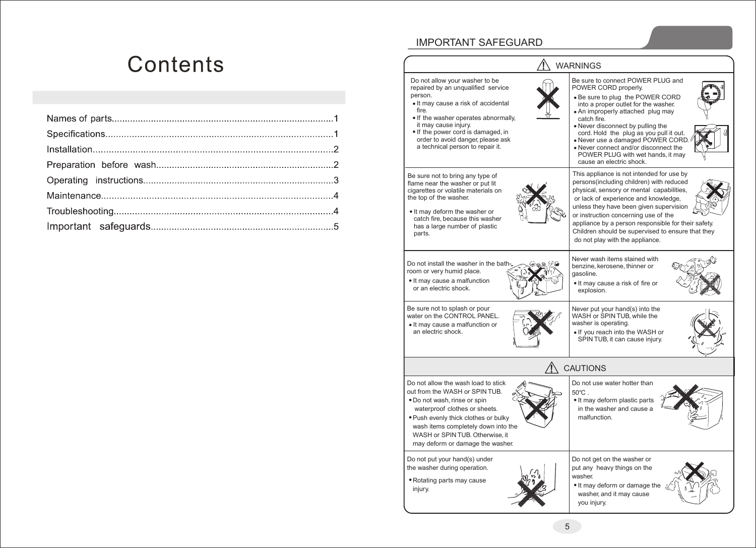# Contents

Names of parts......................................................................................1

Specifications.........................................................................................1

Installation.............................................................................................2

Preparation before wash......................................................................2

Operating instructions..........................................................................3

Maintenance..........................................................................................4

Troubleshooting.....................................................................................4

Important safeguards...........................................................................5

# IMPORTANT SAFEGUARD

## ⚠ WARNINGS

Do not allow your washer to be repaired by an unqualified service person.

- It may cause a risk of accidental fire.
- If the washer operates abnormally, it may cause injury.
- If the power cord is damaged, in order to avoid danger, please ask a technical person to repair it.

Be sure to connect POWER PLUG and POWER CORD properly.

- Be sure to plug the POWER CORD into a proper outlet for the washer.
- An improperly attached plug may catch fire.
- Never disconnect by pulling the cord. Hold the plug as you pull it out.
- Never use a damaged POWER CORD.
- Never connect and/or disconnect the POWER PLUG with wet hands, it may cause an electric shock.

Be sure not to bring any type of flame near the washer or put lit cigarettes or volatile materials on the top of the washer.

- It may deform the washer or catch fire, because this washer has a large number of plastic parts.

This appliance is not intended for use by persons(including children) with reduced physical, sensory or mental capabilities, or lack of experience and knowledge, unless they have been given supervision or instruction concerning use of the appliance by a person responsible for their safety. Children should be supervised to ensure that they do not play with the appliance.

Do not install the washer in the bathroom or very humid place.

- It may cause a malfunction or an electric shock.

Never wash items stained with benzine, kerosene, thinner or gasoline.

- It may cause a risk of fire or explosion.

Be sure not to splash or pour water on the CONTROL PANEL.

- It may cause a malfunction or an electric shock.

Never put your hand(s) into the WASH or SPIN TUB, while the washer is operating.

- If you reach into the WASH or SPIN TUB, it can cause injury.

## ⚠ CAUTIONS

Do not allow the wash load to stick out from the WASH or SPIN TUB.

- Do not wash, rinse or spin waterproof clothes or sheets.
- Push evenly thick clothes or bulky wash items completely down into the WASH or SPIN TUB. Otherwise, it may deform or damage the washer.

Do not use water hotter than 50℃ .

- It may deform plastic parts in the washer and cause a malfunction.

Do not put your hand(s) under the washer during operation.

- Rotating parts may cause injury.

Do not get on the washer or put any heavy things on the washer.

- It may deform or damage the washer, and it may cause you injury.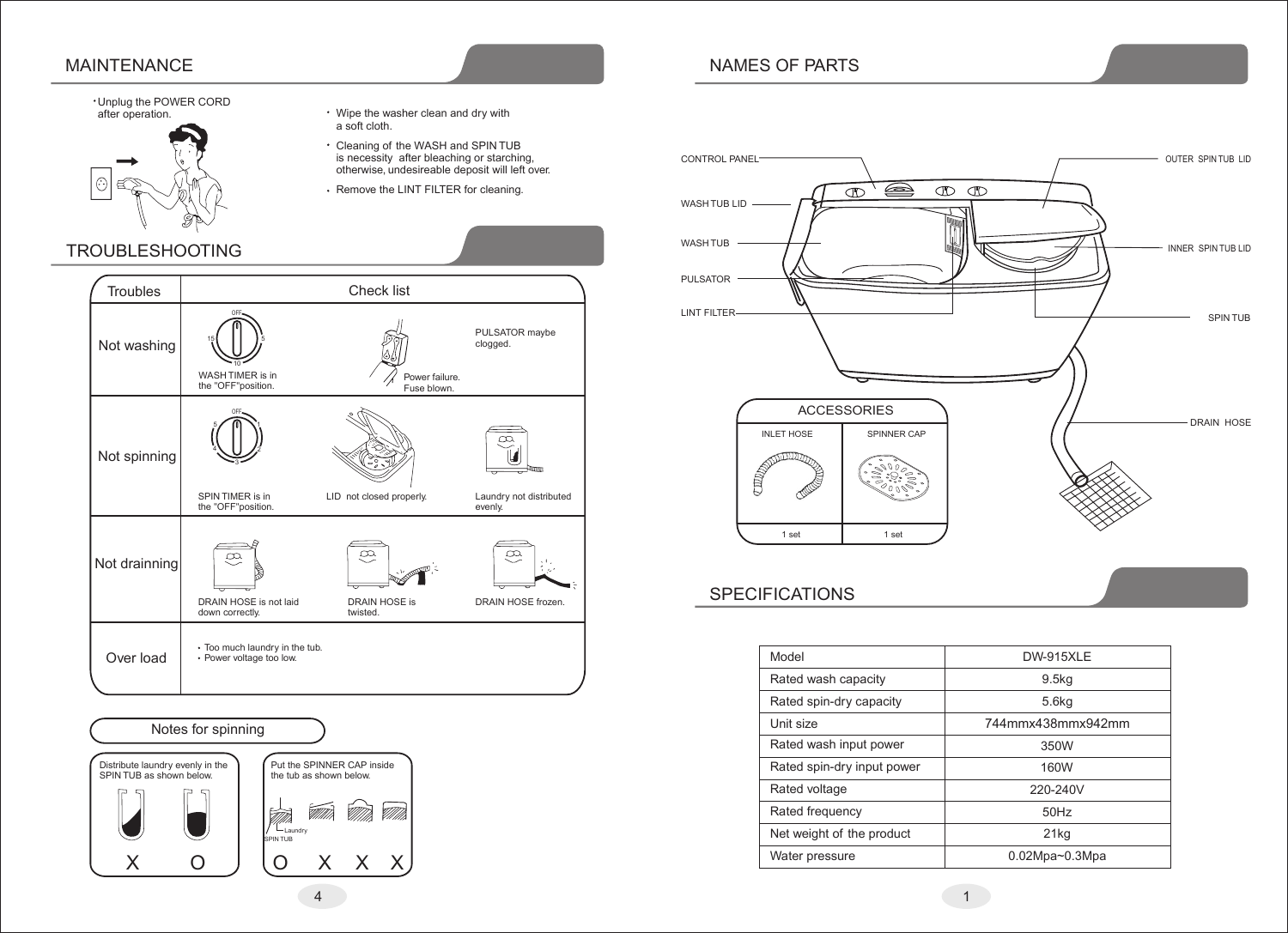## MAINTENANCE

- Unplug the POWER CORD after operation.
- Wipe the washer clean and dry with a soft cloth.
- Cleaning of the WASH and SPIN TUB is necessity after bleaching or starching, otherwise, undesireable deposit will left over.
- Remove the LINT FILTER for cleaning.

## TROUBLESHOOTING

| Troubles | Check list | | |
|---|---|---|---|
| Not washing | WASH TIMER is in the "OFF"position. | Power failure. Fuse blown. | PULSATOR maybe clogged. |
| Not spinning | SPIN TIMER is in the "OFF"position. | LID not closed properly. | Laundry not distributed evenly. |
| Not drainning | DRAIN HOSE is not laid down correctly. | DRAIN HOSE is twisted. | DRAIN HOSE frozen. |
| Over load | • Too much laundry in the tub. • Power voltage too low. | | |

### Notes for spinning

Distribute laundry evenly in the SPIN TUB as shown below.

X O

Put the SPINNER CAP inside the tub as shown below.

Laundry

SPIN TUB

O X X X

## NAMES OF PARTS

CONTROL PANEL

WASH TUB LID

WASH TUB

PULSATOR

LINT FILTER

OUTER SPIN TUB LID

INNER SPIN TUB LID

SPIN TUB

DRAIN HOSE

| ACCESSORIES | |
|---|---|
| INLET HOSE | SPINNER CAP |
| 1 set | 1 set |

## SPECIFICATIONS

| Model | DW-915XLE |
|---|---|
| Rated wash capacity | 9.5kg |
| Rated spin-dry capacity | 5.6kg |
| Unit size | 744mmx438mmx942mm |
| Rated wash input power | 350W |
| Rated spin-dry input power | 160W |
| Rated voltage | 220-240V |
| Rated frequency | 50Hz |
| Net weight of the product | 21kg |
| Water pressure | 0.02Mpa~0.3Mpa |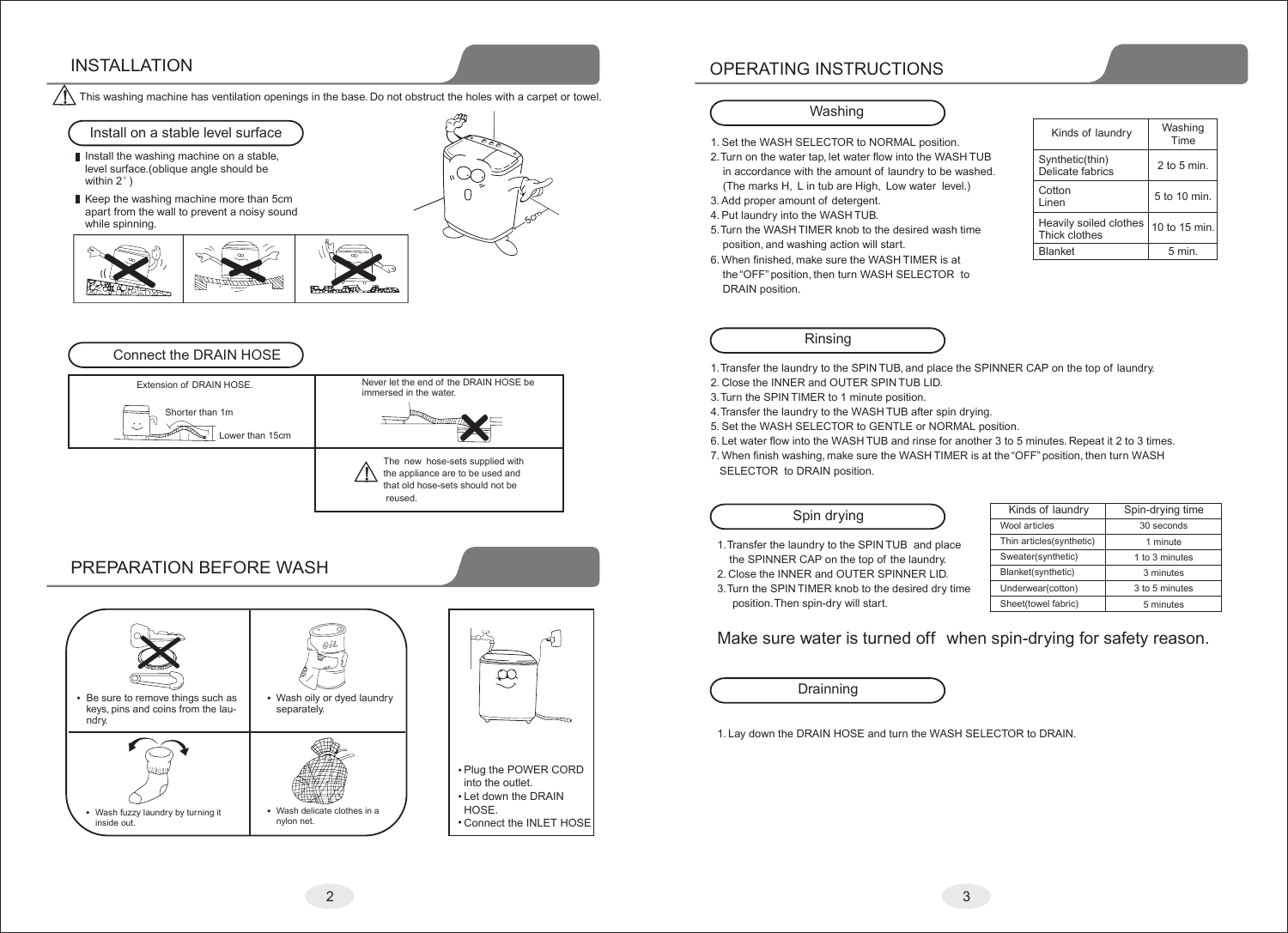# INSTALLATION

⚠ This washing machine has ventilation openings in the base. Do not obstruct the holes with a carpet or towel.

## Install on a stable level surface

- Install the washing machine on a stable, level surface.(oblique angle should be within 2° )
- Keep the washing machine more than 5cm apart from the wall to prevent a noisy sound while spinning.

5cm

## Connect the DRAIN HOSE

Extension of DRAIN HOSE.

Shorter than 1m

Lower than 15cm

Never let the end of the DRAIN HOSE be immersed in the water.

⚠ The new hose-sets supplied with the appliance are to be used and that old hose-sets should not be reused.

# PREPARATION BEFORE WASH

- Be sure to remove things such as keys, pins and coins from the laundry.
- Wash oily or dyed laundry separately.
- Wash fuzzy laundry by turning it inside out.
- Wash delicate clothes in a nylon net.

- Plug the POWER CORD into the outlet.
- Let down the DRAIN HOSE.
- Connect the INLET HOSE

# OPERATING INSTRUCTIONS

## Washing

1. Set the WASH SELECTOR to NORMAL position.
2. Turn on the water tap, let water flow into the WASH TUB in accordance with the amount of laundry to be washed. (The marks H, L in tub are High, Low water level.)
3. Add proper amount of detergent.
4. Put laundry into the WASH TUB.
5. Turn the WASH TIMER knob to the desired wash time position, and washing action will start.
6. When finished, make sure the WASH TIMER is at the "OFF" position, then turn WASH SELECTOR to DRAIN position.

| Kinds of laundry | Washing Time |
|---|---|
| Synthetic(thin) Delicate fabrics | 2 to 5 min. |
| Cotton Linen | 5 to 10 min. |
| Heavily soiled clothes Thick clothes | 10 to 15 min. |
| Blanket | 5 min. |

## Rinsing

1. Transfer the laundry to the SPIN TUB, and place the SPINNER CAP on the top of laundry.
2. Close the INNER and OUTER SPIN TUB LID.
3. Turn the SPIN TIMER to 1 minute position.
4. Transfer the laundry to the WASH TUB after spin drying.
5. Set the WASH SELECTOR to GENTLE or NORMAL position.
6. Let water flow into the WASH TUB and rinse for another 3 to 5 minutes. Repeat it 2 to 3 times.
7. When finish washing, make sure the WASH TIMER is at the "OFF" position, then turn WASH SELECTOR to DRAIN position.

## Spin drying

1. Transfer the laundry to the SPIN TUB and place the SPINNER CAP on the top of the laundry.
2. Close the INNER and OUTER SPINNER LID.
3. Turn the SPIN TIMER knob to the desired dry time position. Then spin-dry will start.

| Kinds of laundry | Spin-drying time |
|---|---|
| Wool articles | 30 seconds |
| Thin articles(synthetic) | 1 minute |
| Sweater(synthetic) | 1 to 3 minutes |
| Blanket(synthetic) | 3 minutes |
| Underwear(cotton) | 3 to 5 minutes |
| Sheet(towel fabric) | 5 minutes |

**Make sure water is turned off when spin-drying for safety reason.**

## Drainning

1. Lay down the DRAIN HOSE and turn the WASH SELECTOR to DRAIN.